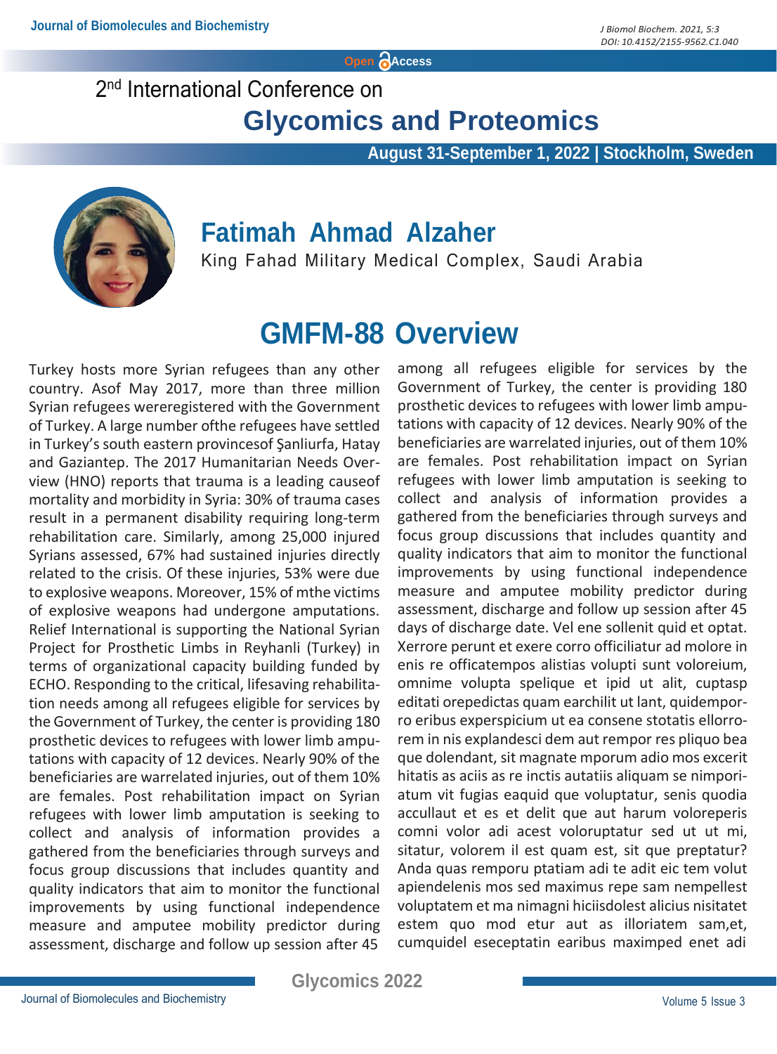2nd International Conference on

# Glycomics and Proteomics

August 31-September 1, 2022 | Stockholm, Sweden

## Fatimah Ahmad Alzaher

King Fahad Military Medical Complex, Saudi Arabia

# GMFM-88 Overview

Turkey hosts more Syrian refugees than any other country. Asof May 2017, more than three million Syrian refugees wereregistered with the Government of Turkey. A large number ofthe refugees have settled in Turkey's south eastern provincesof Şanliurfa, Hatay and Gaziantep. The 2017 Humanitarian Needs Overview (HNO) reports that trauma is a leading causeof mortality and morbidity in Syria: 30% of trauma cases result in a permanent disability requiring long-term rehabilitation care. Similarly, among 25,000 injured Syrians assessed, 67% had sustained injuries directly related to the crisis. Of these injuries, 53% were due to explosive weapons. Moreover, 15% of mthe victims of explosive weapons had undergone amputations. Relief International is supporting the National Syrian Project for Prosthetic Limbs in Reyhanli (Turkey) in terms of organizational capacity building funded by ECHO. Responding to the critical, lifesaving rehabilitation needs among all refugees eligible for services by the Government of Turkey, the center is providing 180 prosthetic devices to refugees with lower limb amputations with capacity of 12 devices. Nearly 90% of the beneficiaries are warrelated injuries, out of them 10% are females. Post rehabilitation impact on Syrian refugees with lower limb amputation is seeking to collect and analysis of information provides a gathered from the beneficiaries through surveys and focus group discussions that includes quantity and quality indicators that aim to monitor the functional improvements by using functional independence measure and amputee mobility predictor during assessment, discharge and follow up session after 45 among all refugees eligible for services by the Government of Turkey, the center is providing 180 prosthetic devices to refugees with lower limb amputations with capacity of 12 devices. Nearly 90% of the beneficiaries are warrelated injuries, out of them 10% are females. Post rehabilitation impact on Syrian refugees with lower limb amputation is seeking to collect and analysis of information provides a gathered from the beneficiaries through surveys and focus group discussions that includes quantity and quality indicators that aim to monitor the functional improvements by using functional independence measure and amputee mobility predictor during assessment, discharge and follow up session after 45 days of discharge date. Vel ene sollenit quid et optat. Xerrore perunt et exere corro officiliatur ad molore in enis re officatempos alistias volupti sunt voloreium, omnime volupta spelique et ipid ut alit, cuptasp editati orepedictas quam earchilit ut lant, quidemporro eribus experspicium ut ea consene stotatis ellorrorem in nis explandesci dem aut rempor res pliquo bea que dolendant, sit magnate mporum adio mos excerit hitatis as aciis as re inctis autatiis aliquam se nimporiatum vit fugias eaquid que voluptatur, senis quodia accullaut et es et delit que aut harum volореperis comni volor adi acest voloruptatur sed ut ut mi, sitatur, volorem il est quam est, sit que preptatur? Anda quas remporu ptatiam adi te adit eic tem volut apiendelenis mos sed maximus repe sam nempellest voluptatem et ma nimagni hiciisdolest alicius nisitatet estem quo mod etur aut as illoriatem sam,et, cumquidel eseceptatin earibus maximped enet adi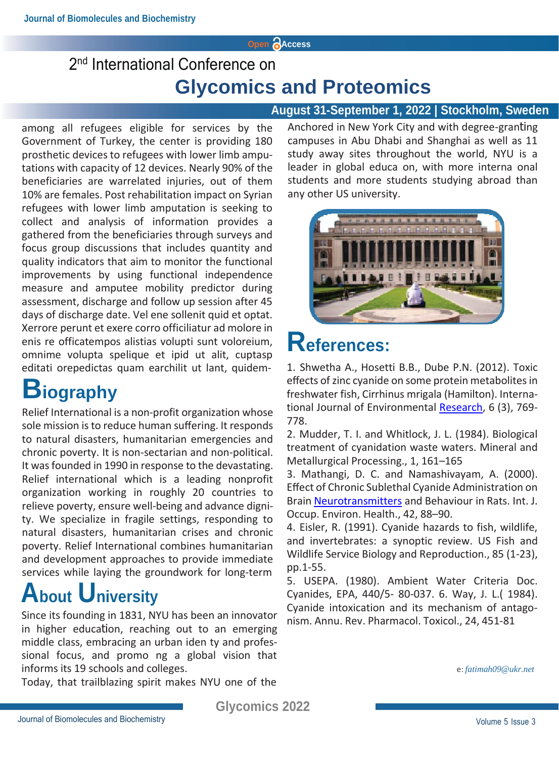among all refugees eligible for services by the Government of Turkey, the center is providing 180 prosthetic devices to refugees with lower limb amputations with capacity of 12 devices. Nearly 90% of the beneficiaries are warrelated injuries, out of them 10% are females. Post rehabilitation impact on Syrian refugees with lower limb amputation is seeking to collect and analysis of information provides a gathered from the beneficiaries through surveys and focus group discussions that includes quantity and quality indicators that aim to monitor the functional improvements by using functional independence measure and amputee mobility predictor during assessment, discharge and follow up session after 45 days of discharge date. Vel ene sollenit quid et optat. Xerrore perunt et exere corro officiliatur ad molore in enis re officatempos alistias volupti sunt voloreium, omnime volupta spelique et ipid ut alit, cuptasp editati orepedictas quam earchilit ut lant, quidem-

# Biography

Relief International is a non-profit organization whose sole mission is to reduce human suffering. It responds to natural disasters, humanitarian emergencies and chronic poverty. It is non-sectarian and non-political. It was founded in 1990 in response to the devastating. Relief international which is a leading nonprofit organization working in roughly 20 countries to relieve poverty, ensure well-being and advance dignity. We specialize in fragile settings, responding to natural disasters, humanitarian crises and chronic poverty. Relief International combines humanitarian and development approaches to provide immediate services while laying the groundwork for long-term

# About University

Since its founding in 1831, NYU has been an innovator in higher education, reaching out to an emerging middle class, embracing an urban iden ty and professional focus, and promo ng a global vision that informs its 19 schools and colleges.

Today, that trailblazing spirit makes NYU one of the

Anchored in New York City and with degree-granting campuses in Abu Dhabi and Shanghai as well as 11 study away sites throughout the world, NYU is a leader in global educa on, with more interna onal students and more students studying abroad than any other US university.

# References:

1. Shwetha A., Hosetti B.B., Dube P.N. (2012). Toxic effects of zinc cyanide on some protein metabolites in freshwater fish, Cirrhinus mrigala (Hamilton). International Journal of Environmental Research, 6 (3), 769-778.
2. Mudder, T. I. and Whitlock, J. L. (1984). Biological treatment of cyanidation waste waters. Mineral and Metallurgical Processing., 1, 161–165
3. Mathangi, D. C. and Namashivayam, A. (2000). Effect of Chronic Sublethal Cyanide Administration on Brain Neurotransmitters and Behaviour in Rats. Int. J. Occup. Environ. Health., 42, 88–90.
4. Eisler, R. (1991). Cyanide hazards to fish, wildlife, and invertebrates: a synoptic review. US Fish and Wildlife Service Biology and Reproduction., 85 (1-23), pp.1-55.
5. USEPA. (1980). Ambient Water Criteria Doc. Cyanides, EPA, 440/5- 80-037. 6. Way, J. L.( 1984). Cyanide intoxication and its mechanism of antagonism. Annu. Rev. Pharmacol. Toxicol., 24, 451-81

e: *fatimah09@ukr.net*